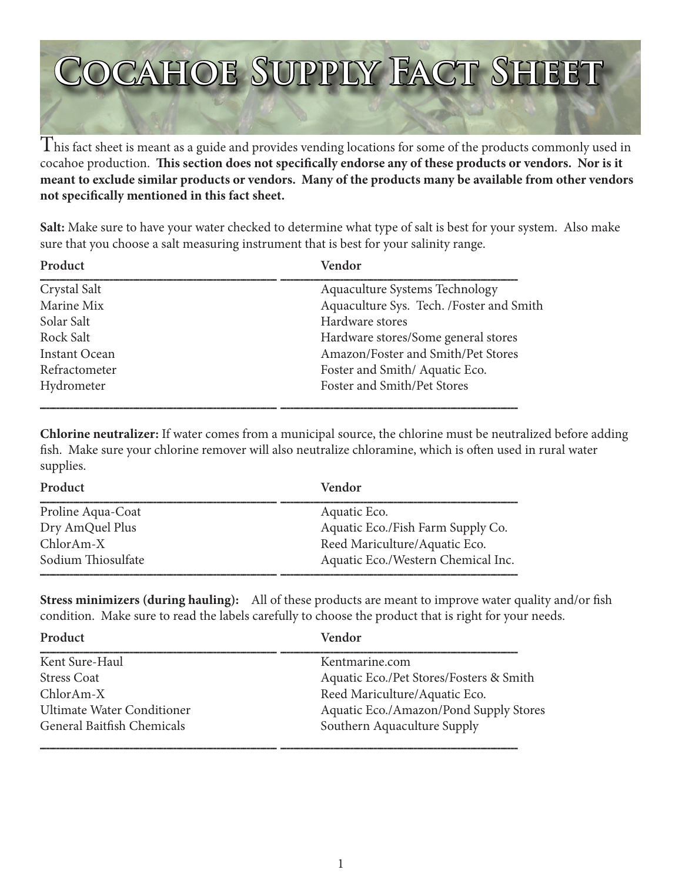# Cocahoe Supply Fact Sheet

This fact sheet is meant as a guide and provides vending locations for some of the products commonly used in cocahoe production. **This section does not specifically endorse any of these products or vendors. Nor is it meant to exclude similar products or vendors. Many of the products many be available from other vendors not specifically mentioned in this fact sheet.**

**Salt:** Make sure to have your water checked to determine what type of salt is best for your system. Also make sure that you choose a salt measuring instrument that is best for your salinity range.

| Product | Vendor |
|---|---|
| Crystal Salt | Aquaculture Systems Technology |
| Marine Mix | Aquaculture Sys. Tech. /Foster and Smith |
| Solar Salt | Hardware stores |
| Rock Salt | Hardware stores/Some general stores |
| Instant Ocean | Amazon/Foster and Smith/Pet Stores |
| Refractometer | Foster and Smith/ Aquatic Eco. |
| Hydrometer | Foster and Smith/Pet Stores |

**Chlorine neutralizer:** If water comes from a municipal source, the chlorine must be neutralized before adding fish. Make sure your chlorine remover will also neutralize chloramine, which is often used in rural water supplies.

| Product | Vendor |
|---|---|
| Proline Aqua-Coat | Aquatic Eco. |
| Dry AmQuel Plus | Aquatic Eco./Fish Farm Supply Co. |
| ChlorAm-X | Reed Mariculture/Aquatic Eco. |
| Sodium Thiosulfate | Aquatic Eco./Western Chemical Inc. |

**Stress minimizers (during hauling):** All of these products are meant to improve water quality and/or fish condition. Make sure to read the labels carefully to choose the product that is right for your needs.

| Product | Vendor |
|---|---|
| Kent Sure-Haul | Kentmarine.com |
| Stress Coat | Aquatic Eco./Pet Stores/Fosters & Smith |
| ChlorAm-X | Reed Mariculture/Aquatic Eco. |
| Ultimate Water Conditioner | Aquatic Eco./Amazon/Pond Supply Stores |
| General Baitfish Chemicals | Southern Aquaculture Supply |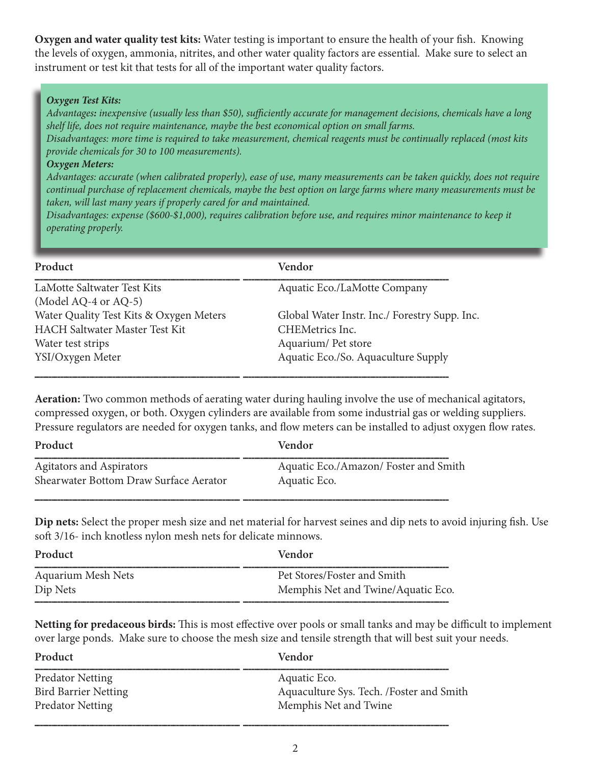**Oxygen and water quality test kits:** Water testing is important to ensure the health of your fish. Knowing the levels of oxygen, ammonia, nitrites, and other water quality factors are essential. Make sure to select an instrument or test kit that tests for all of the important water quality factors.

> ***Oxygen Test Kits:***
> *Advantages: inexpensive (usually less than $50), sufficiently accurate for management decisions, chemicals have a long shelf life, does not require maintenance, maybe the best economical option on small farms.*
> *Disadvantages: more time is required to take measurement, chemical reagents must be continually replaced (most kits provide chemicals for 30 to 100 measurements).*
> ***Oxygen Meters:***
> *Advantages: accurate (when calibrated properly), ease of use, many measurements can be taken quickly, does not require continual purchase of replacement chemicals, maybe the best option on large farms where many measurements must be taken, will last many years if properly cared for and maintained.*
> *Disadvantages: expense ($600-$1,000), requires calibration before use, and requires minor maintenance to keep it operating properly.*

| Product | Vendor |
|---|---|
| LaMotte Saltwater Test Kits (Model AQ-4 or AQ-5) | Aquatic Eco./LaMotte Company |
| Water Quality Test Kits & Oxygen Meters | Global Water Instr. Inc./ Forestry Supp. Inc. |
| HACH Saltwater Master Test Kit | CHEMetrics Inc. |
| Water test strips | Aquarium/ Pet store |
| YSI/Oxygen Meter | Aquatic Eco./So. Aquaculture Supply |

**Aeration:** Two common methods of aerating water during hauling involve the use of mechanical agitators, compressed oxygen, or both. Oxygen cylinders are available from some industrial gas or welding suppliers. Pressure regulators are needed for oxygen tanks, and flow meters can be installed to adjust oxygen flow rates.

| Product | Vendor |
|---|---|
| Agitators and Aspirators | Aquatic Eco./Amazon/ Foster and Smith |
| Shearwater Bottom Draw Surface Aerator | Aquatic Eco. |

**Dip nets:** Select the proper mesh size and net material for harvest seines and dip nets to avoid injuring fish. Use soft 3/16- inch knotless nylon mesh nets for delicate minnows.

| Product | Vendor |
|---|---|
| Aquarium Mesh Nets | Pet Stores/Foster and Smith |
| Dip Nets | Memphis Net and Twine/Aquatic Eco. |

**Netting for predaceous birds:** This is most effective over pools or small tanks and may be difficult to implement over large ponds. Make sure to choose the mesh size and tensile strength that will best suit your needs.

| Product | Vendor |
|---|---|
| Predator Netting | Aquatic Eco. |
| Bird Barrier Netting | Aquaculture Sys. Tech. /Foster and Smith |
| Predator Netting | Memphis Net and Twine |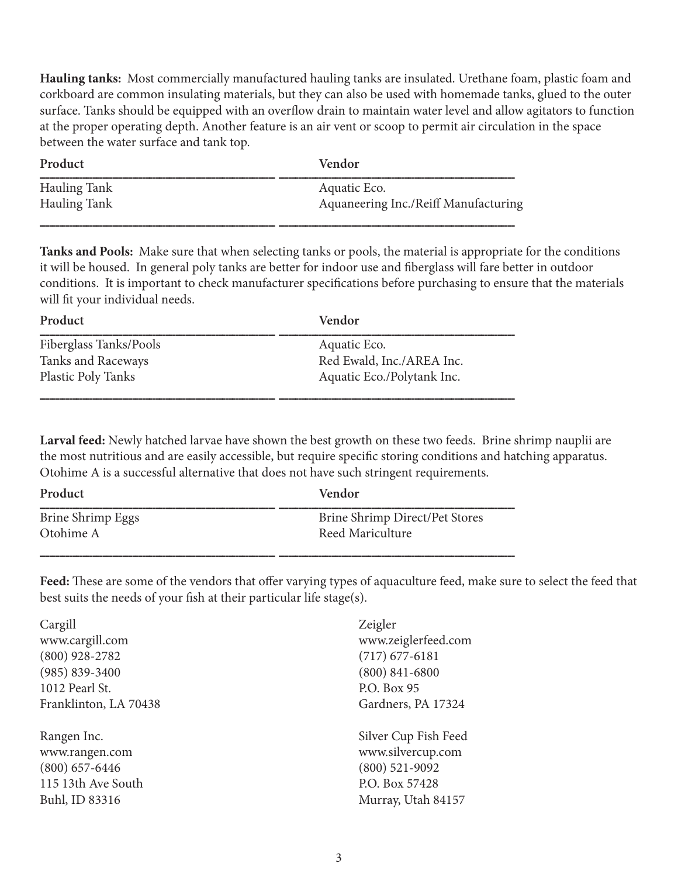**Hauling tanks:** Most commercially manufactured hauling tanks are insulated. Urethane foam, plastic foam and corkboard are common insulating materials, but they can also be used with homemade tanks, glued to the outer surface. Tanks should be equipped with an overflow drain to maintain water level and allow agitators to function at the proper operating depth. Another feature is an air vent or scoop to permit air circulation in the space between the water surface and tank top.

| Product | Vendor |
|---|---|
| Hauling Tank | Aquatic Eco. |
| Hauling Tank | Aquaneering Inc./Reiff Manufacturing |

**Tanks and Pools:** Make sure that when selecting tanks or pools, the material is appropriate for the conditions it will be housed. In general poly tanks are better for indoor use and fiberglass will fare better in outdoor conditions. It is important to check manufacturer specifications before purchasing to ensure that the materials will fit your individual needs.

| Product | Vendor |
|---|---|
| Fiberglass Tanks/Pools | Aquatic Eco. |
| Tanks and Raceways | Red Ewald, Inc./AREA Inc. |
| Plastic Poly Tanks | Aquatic Eco./Polytank Inc. |

**Larval feed:** Newly hatched larvae have shown the best growth on these two feeds. Brine shrimp nauplii are the most nutritious and are easily accessible, but require specific storing conditions and hatching apparatus. Otohime A is a successful alternative that does not have such stringent requirements.

| Product | Vendor |
|---|---|
| Brine Shrimp Eggs | Brine Shrimp Direct/Pet Stores |
| Otohime A | Reed Mariculture |

**Feed:** These are some of the vendors that offer varying types of aquaculture feed, make sure to select the feed that best suits the needs of your fish at their particular life stage(s).

Cargill
www.cargill.com
(800) 928-2782
(985) 839-3400
1012 Pearl St.
Franklinton, LA 70438

Rangen Inc.
www.rangen.com
(800) 657-6446
115 13th Ave South
Buhl, ID 83316

Zeigler
www.zeiglerfeed.com
(717) 677-6181
(800) 841-6800
P.O. Box 95
Gardners, PA 17324

Silver Cup Fish Feed
www.silvercup.com
(800) 521-9092
P.O. Box 57428
Murray, Utah 84157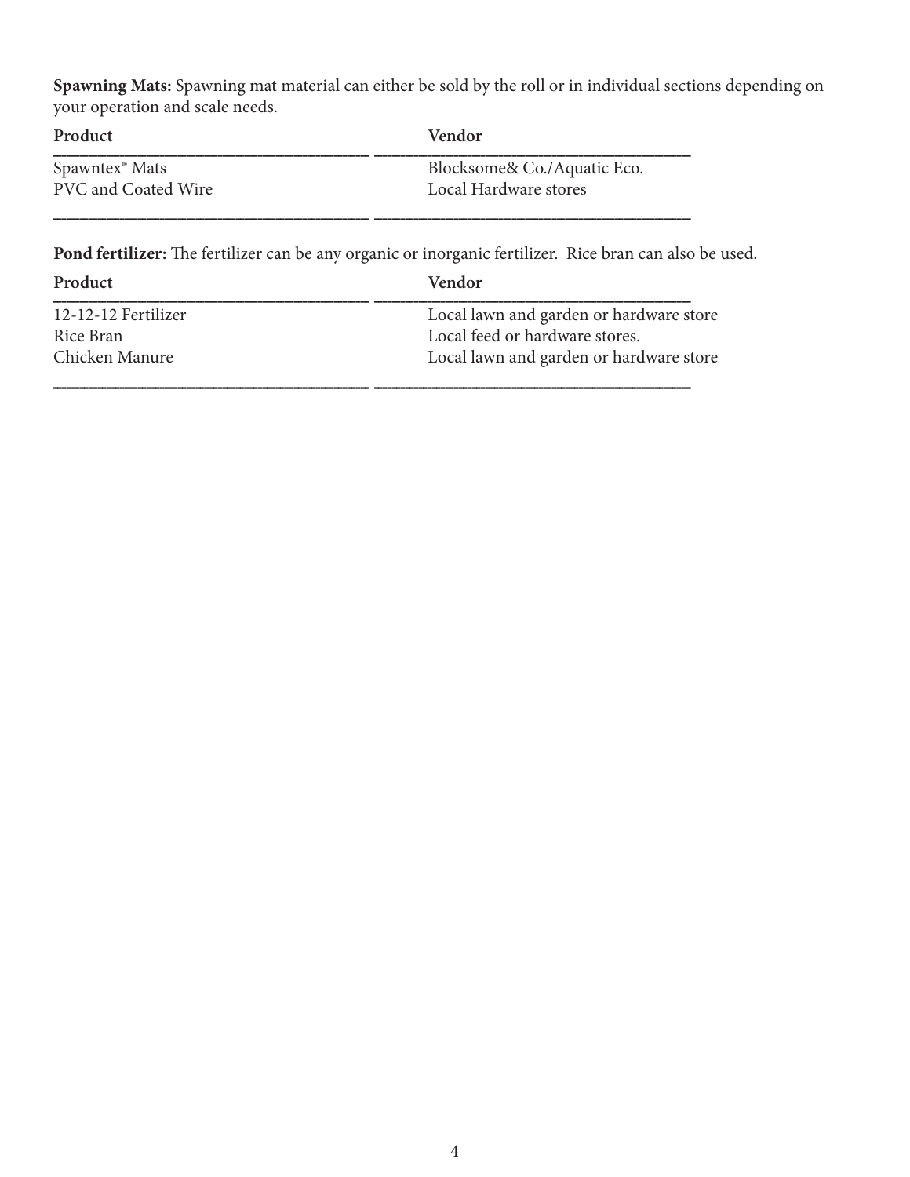**Spawning Mats:** Spawning mat material can either be sold by the roll or in individual sections depending on your operation and scale needs.

| Product | Vendor |
| --- | --- |
| Spawntex® Mats | Blocksome& Co./Aquatic Eco. |
| PVC and Coated Wire | Local Hardware stores |

**Pond fertilizer:** The fertilizer can be any organic or inorganic fertilizer. Rice bran can also be used.

| Product | Vendor |
| --- | --- |
| 12-12-12 Fertilizer | Local lawn and garden or hardware store |
| Rice Bran | Local feed or hardware stores. |
| Chicken Manure | Local lawn and garden or hardware store |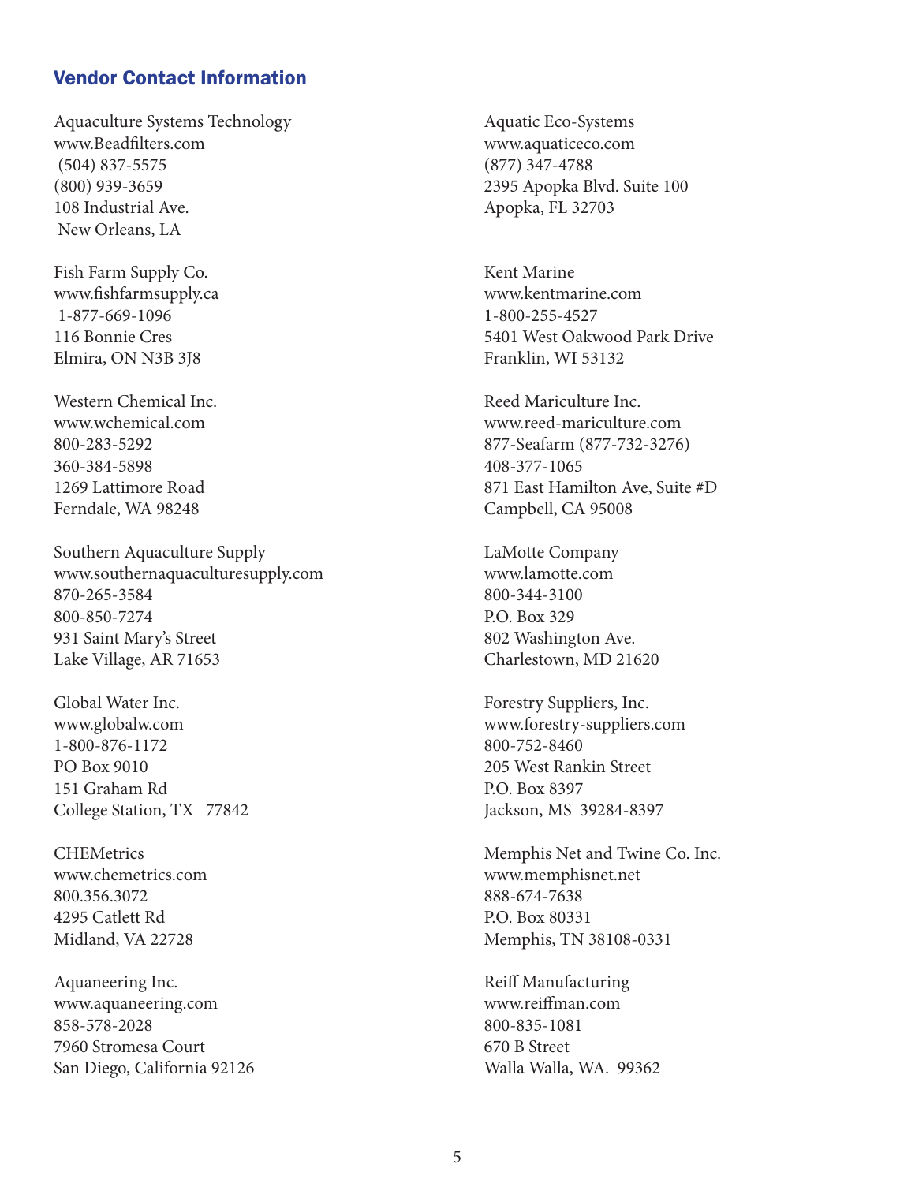## Vendor Contact Information

Aquaculture Systems Technology  
www.Beadfilters.com  
(504) 837-5575  
(800) 939-3659  
108 Industrial Ave.  
New Orleans, LA

Fish Farm Supply Co.  
www.fishfarmsupply.ca  
1-877-669-1096  
116 Bonnie Cres  
Elmira, ON N3B 3J8

Western Chemical Inc.  
www.wchemical.com  
800-283-5292  
360-384-5898  
1269 Lattimore Road  
Ferndale, WA 98248

Southern Aquaculture Supply  
www.southernaquaculturesupply.com  
870-265-3584  
800-850-7274  
931 Saint Mary's Street  
Lake Village, AR 71653

Global Water Inc.  
www.globalw.com  
1-800-876-1172  
PO Box 9010  
151 Graham Rd  
College Station, TX 77842

CHEMetrics  
www.chemetrics.com  
800.356.3072  
4295 Catlett Rd  
Midland, VA 22728

Aquaneering Inc.  
www.aquaneering.com  
858-578-2028  
7960 Stromesa Court  
San Diego, California 92126

Aquatic Eco-Systems  
www.aquaticeco.com  
(877) 347-4788  
2395 Apopka Blvd. Suite 100  
Apopka, FL 32703

Kent Marine  
www.kentmarine.com  
1-800-255-4527  
5401 West Oakwood Park Drive  
Franklin, WI 53132

Reed Mariculture Inc.  
www.reed-mariculture.com  
877-Seafarm (877-732-3276)  
408-377-1065  
871 East Hamilton Ave, Suite #D  
Campbell, CA 95008

LaMotte Company  
www.lamotte.com  
800-344-3100  
P.O. Box 329  
802 Washington Ave.  
Charlestown, MD 21620

Forestry Suppliers, Inc.  
www.forestry-suppliers.com  
800-752-8460  
205 West Rankin Street  
P.O. Box 8397  
Jackson, MS 39284-8397

Memphis Net and Twine Co. Inc.  
www.memphisnet.net  
888-674-7638  
P.O. Box 80331  
Memphis, TN 38108-0331

Reiff Manufacturing  
www.reiffman.com  
800-835-1081  
670 B Street  
Walla Walla, WA. 99362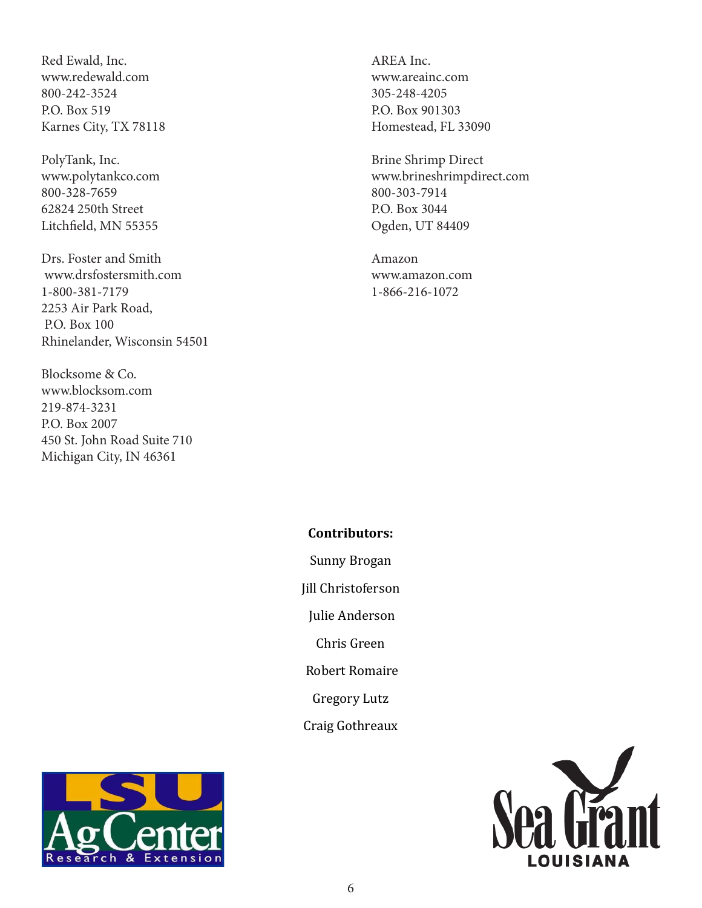Red Ewald, Inc.
www.redewald.com
800-242-3524
P.O. Box 519
Karnes City, TX 78118

PolyTank, Inc.
www.polytankco.com
800-328-7659
62824 250th Street
Litchfield, MN 55355

Drs. Foster and Smith
www.drsfostersmith.com
1-800-381-7179
2253 Air Park Road,
P.O. Box 100
Rhinelander, Wisconsin 54501

Blocksome & Co.
www.blocksom.com
219-874-3231
P.O. Box 2007
450 St. John Road Suite 710
Michigan City, IN 46361

AREA Inc.
www.areainc.com
305-248-4205
P.O. Box 901303
Homestead, FL 33090

Brine Shrimp Direct
www.brineshrimpdirect.com
800-303-7914
P.O. Box 3044
Ogden, UT 84409

Amazon
www.amazon.com
1-866-216-1072

**Contributors:**

Sunny Brogan

Jill Christoferson

Julie Anderson

Chris Green

Robert Romaire

Gregory Lutz

Craig Gothreaux

LSU AgCenter Research & Extension

Sea Grant LOUISIANA